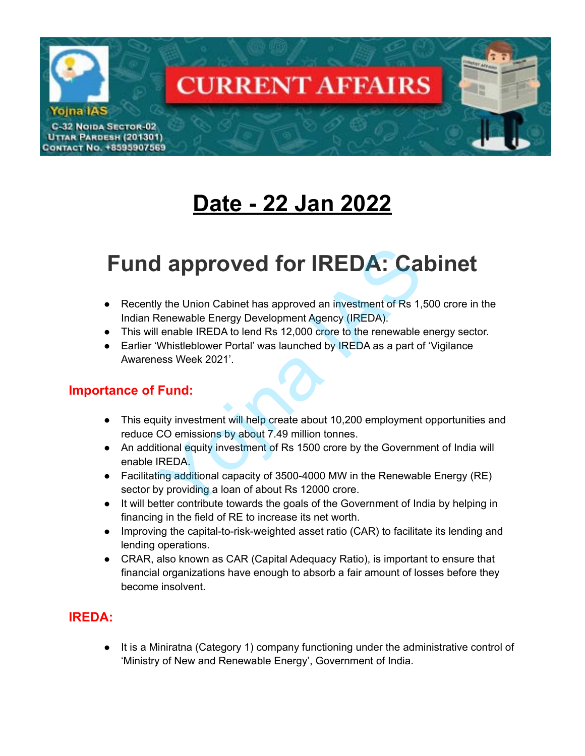# Date - 22 Jan 2022

# Fund approved for IREDA: Cabinet

- Recently the Union Cabinet has approved an investment of Rs 1,500 crore in the Indian Renewable Energy Development Agency (IREDA).
- This will enable IREDA to lend Rs 12,000 crore to the renewable energy sector.
- Earlier 'Whistleblower Portal' was launched by IREDA as a part of 'Vigilance Awareness Week 2021'.

## Importance of Fund:

- This equity investment will help create about 10,200 employment opportunities and reduce CO emissions by about 7.49 million tonnes.
- An additional equity investment of Rs 1500 crore by the Government of India will enable IREDA.
- Facilitating additional capacity of 3500-4000 MW in the Renewable Energy (RE) sector by providing a loan of about Rs 12000 crore.
- It will better contribute towards the goals of the Government of India by helping in financing in the field of RE to increase its net worth.
- Improving the capital-to-risk-weighted asset ratio (CAR) to facilitate its lending and lending operations.
- CRAR, also known as CAR (Capital Adequacy Ratio), is important to ensure that financial organizations have enough to absorb a fair amount of losses before they become insolvent.

## IREDA:

- It is a Miniratna (Category 1) company functioning under the administrative control of 'Ministry of New and Renewable Energy', Government of India.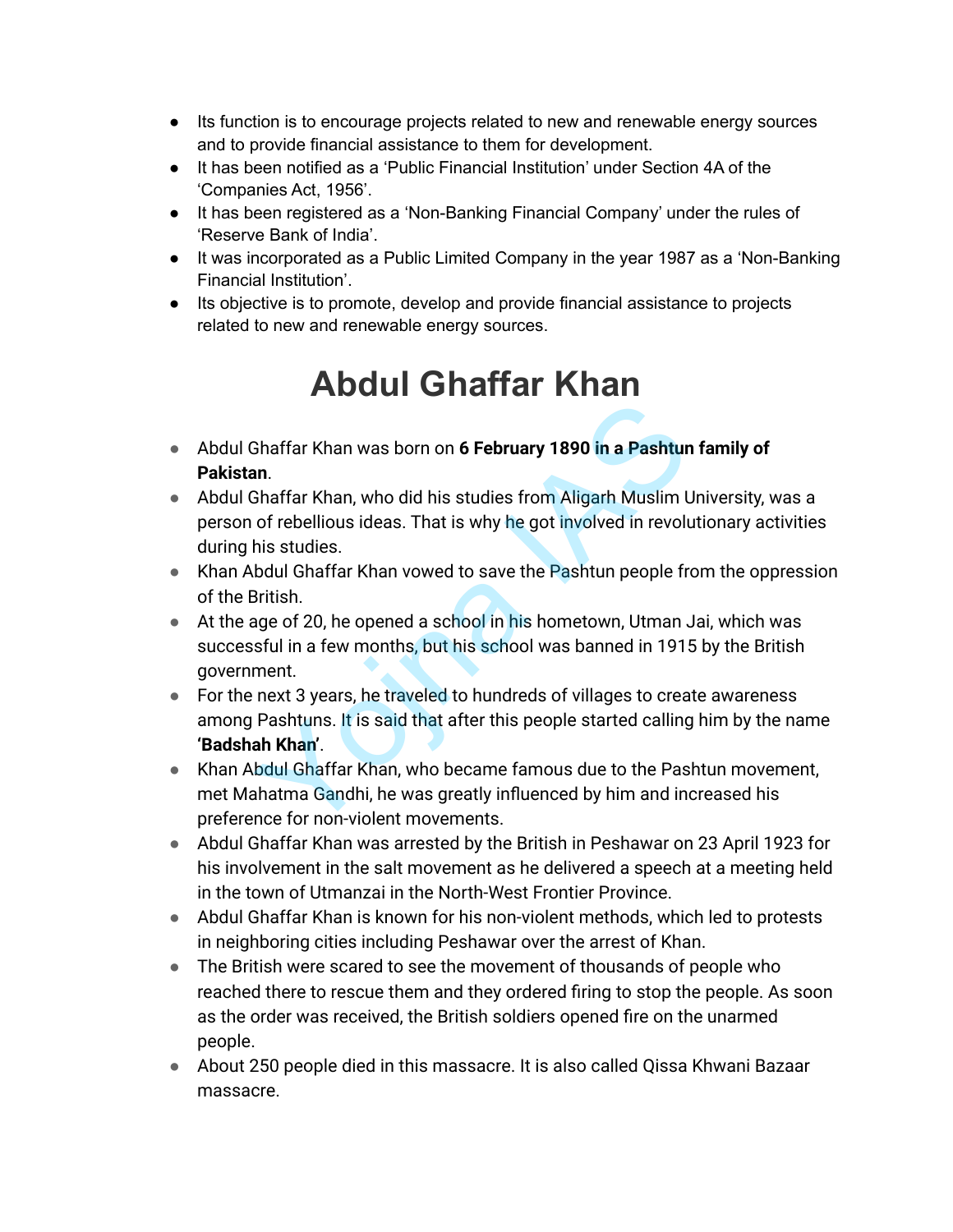- Its function is to encourage projects related to new and renewable energy sources and to provide financial assistance to them for development.
- It has been notified as a 'Public Financial Institution' under Section 4A of the 'Companies Act, 1956'.
- It has been registered as a 'Non-Banking Financial Company' under the rules of 'Reserve Bank of India'.
- It was incorporated as a Public Limited Company in the year 1987 as a 'Non-Banking Financial Institution'.
- Its objective is to promote, develop and provide financial assistance to projects related to new and renewable energy sources.

# Abdul Ghaffar Khan

- Abdul Ghaffar Khan was born on **6 February 1890 in a Pashtun family of Pakistan**.
- Abdul Ghaffar Khan, who did his studies from Aligarh Muslim University, was a person of rebellious ideas. That is why he got involved in revolutionary activities during his studies.
- Khan Abdul Ghaffar Khan vowed to save the Pashtun people from the oppression of the British.
- At the age of 20, he opened a school in his hometown, Utman Jai, which was successful in a few months, but his school was banned in 1915 by the British government.
- For the next 3 years, he traveled to hundreds of villages to create awareness among Pashtuns. It is said that after this people started calling him by the name **'Badshah Khan'**.
- Khan Abdul Ghaffar Khan, who became famous due to the Pashtun movement, met Mahatma Gandhi, he was greatly influenced by him and increased his preference for non-violent movements.
- Abdul Ghaffar Khan was arrested by the British in Peshawar on 23 April 1923 for his involvement in the salt movement as he delivered a speech at a meeting held in the town of Utmanzai in the North-West Frontier Province.
- Abdul Ghaffar Khan is known for his non-violent methods, which led to protests in neighboring cities including Peshawar over the arrest of Khan.
- The British were scared to see the movement of thousands of people who reached there to rescue them and they ordered firing to stop the people. As soon as the order was received, the British soldiers opened fire on the unarmed people.
- About 250 people died in this massacre. It is also called Qissa Khwani Bazaar massacre.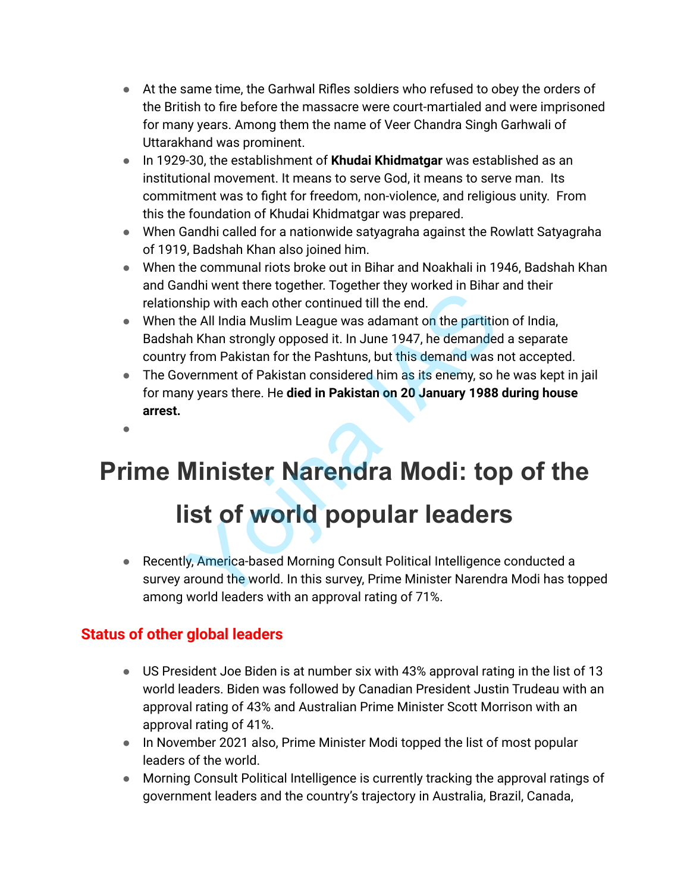- At the same time, the Garhwal Rifles soldiers who refused to obey the orders of the British to fire before the massacre were court-martialed and were imprisoned for many years. Among them the name of Veer Chandra Singh Garhwali of Uttarakhand was prominent.
- In 1929-30, the establishment of **Khudai Khidmatgar** was established as an institutional movement. It means to serve God, it means to serve man. Its commitment was to fight for freedom, non-violence, and religious unity. From this the foundation of Khudai Khidmatgar was prepared.
- When Gandhi called for a nationwide satyagraha against the Rowlatt Satyagraha of 1919, Badshah Khan also joined him.
- When the communal riots broke out in Bihar and Noakhali in 1946, Badshah Khan and Gandhi went there together. Together they worked in Bihar and their relationship with each other continued till the end.
- When the All India Muslim League was adamant on the partition of India, Badshah Khan strongly opposed it. In June 1947, he demanded a separate country from Pakistan for the Pashtuns, but this demand was not accepted.
- The Government of Pakistan considered him as its enemy, so he was kept in jail for many years there. He **died in Pakistan on 20 January 1988 during house arrest.**

# Prime Minister Narendra Modi: top of the list of world popular leaders

- Recently, America-based Morning Consult Political Intelligence conducted a survey around the world. In this survey, Prime Minister Narendra Modi has topped among world leaders with an approval rating of 71%.

## Status of other global leaders

- US President Joe Biden is at number six with 43% approval rating in the list of 13 world leaders. Biden was followed by Canadian President Justin Trudeau with an approval rating of 43% and Australian Prime Minister Scott Morrison with an approval rating of 41%.
- In November 2021 also, Prime Minister Modi topped the list of most popular leaders of the world.
- Morning Consult Political Intelligence is currently tracking the approval ratings of government leaders and the country's trajectory in Australia, Brazil, Canada,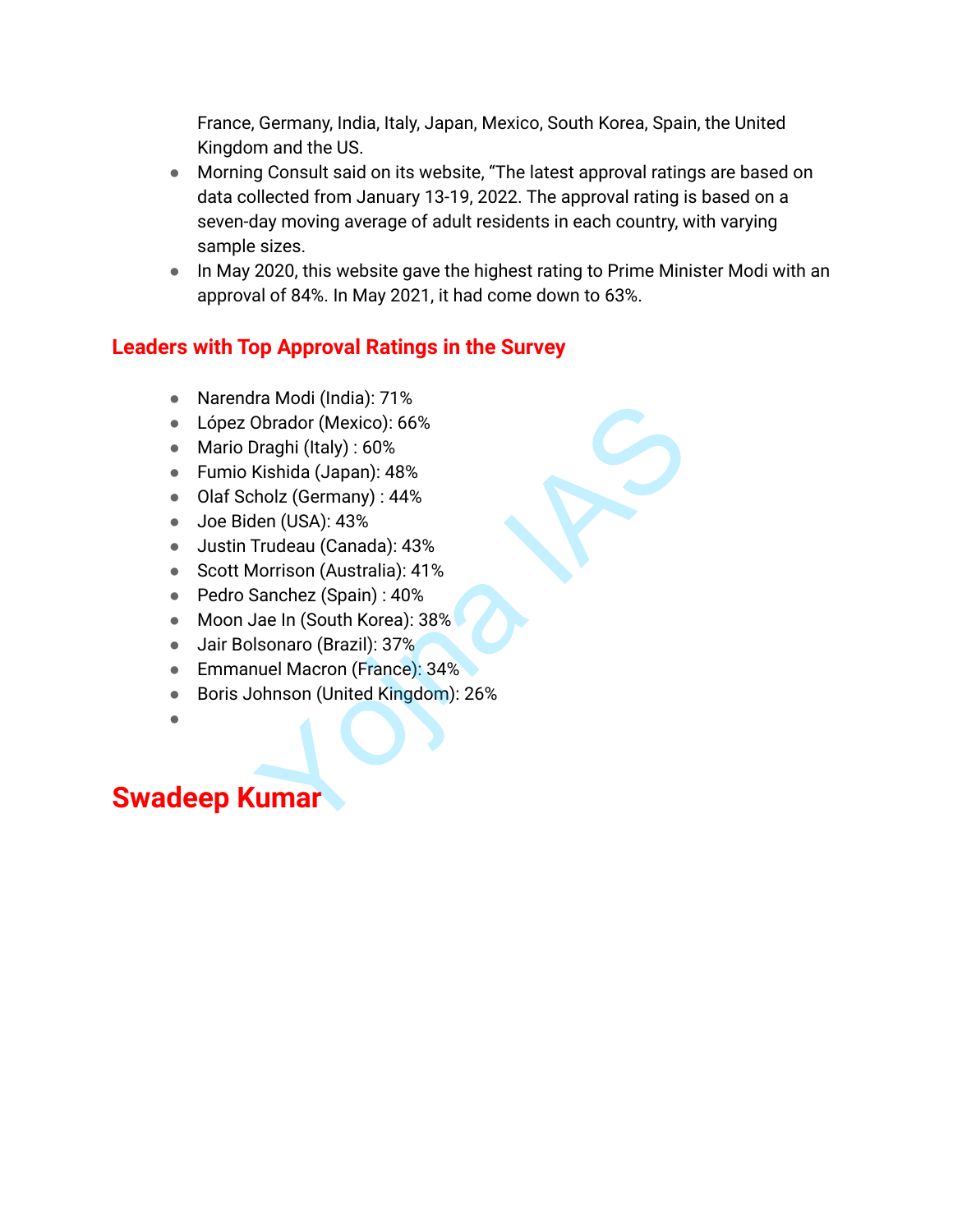France, Germany, India, Italy, Japan, Mexico, South Korea, Spain, the United Kingdom and the US.

- Morning Consult said on its website, "The latest approval ratings are based on data collected from January 13-19, 2022. The approval rating is based on a seven-day moving average of adult residents in each country, with varying sample sizes.
- In May 2020, this website gave the highest rating to Prime Minister Modi with an approval of 84%. In May 2021, it had come down to 63%.

## Leaders with Top Approval Ratings in the Survey

- Narendra Modi (India): 71%
- López Obrador (Mexico): 66%
- Mario Draghi (Italy) : 60%
- Fumio Kishida (Japan): 48%
- Olaf Scholz (Germany) : 44%
- Joe Biden (USA): 43%
- Justin Trudeau (Canada): 43%
- Scott Morrison (Australia): 41%
- Pedro Sanchez (Spain) : 40%
- Moon Jae In (South Korea): 38%
- Jair Bolsonaro (Brazil): 37%
- Emmanuel Macron (France): 34%
- Boris Johnson (United Kingdom): 26%

# Swadeep Kumar